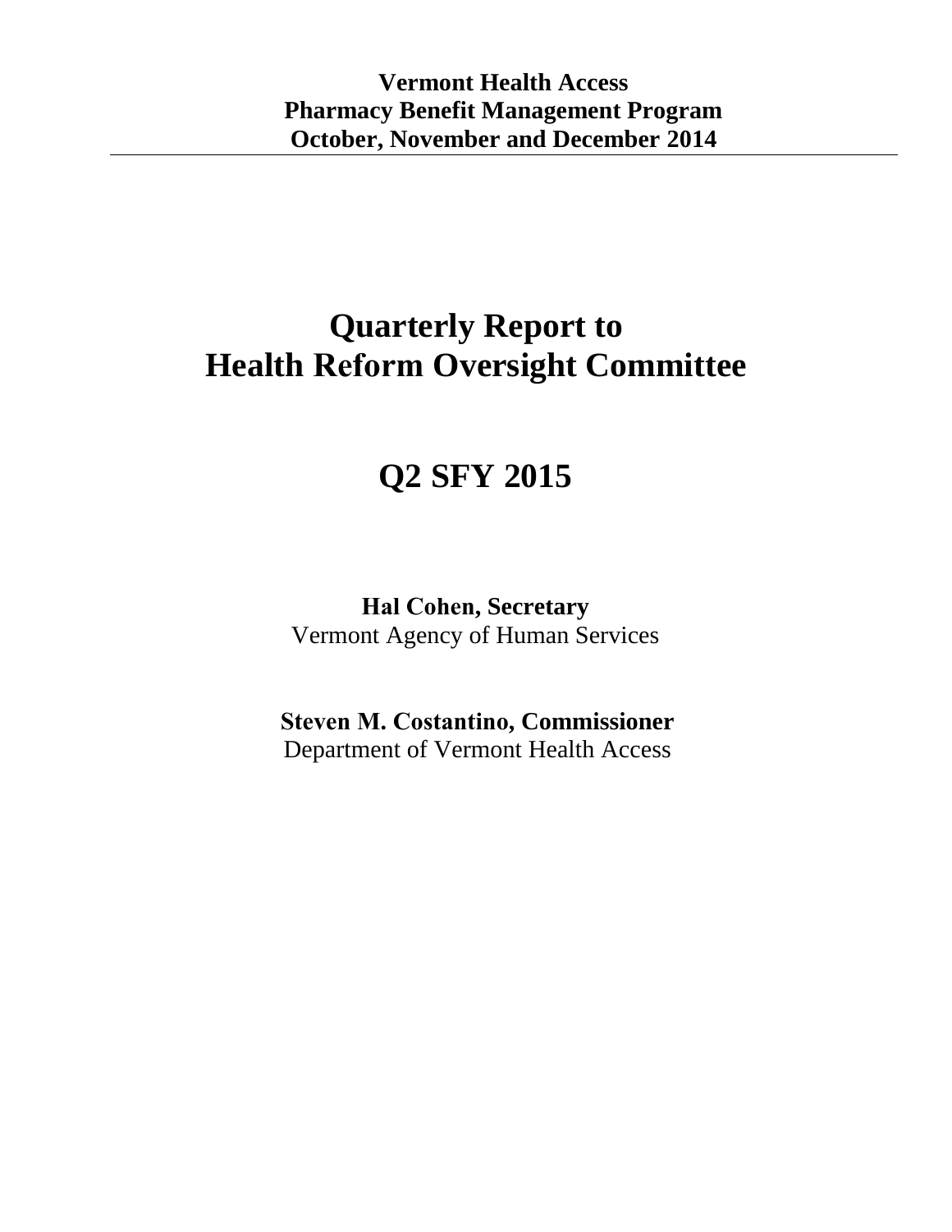**Vermont Health Access**
**Pharmacy Benefit Management Program**
**October, November and December 2014**

---

# Quarterly Report to Health Reform Oversight Committee

# Q2 SFY 2015

**Hal Cohen, Secretary**
Vermont Agency of Human Services

**Steven M. Costantino, Commissioner**
Department of Vermont Health Access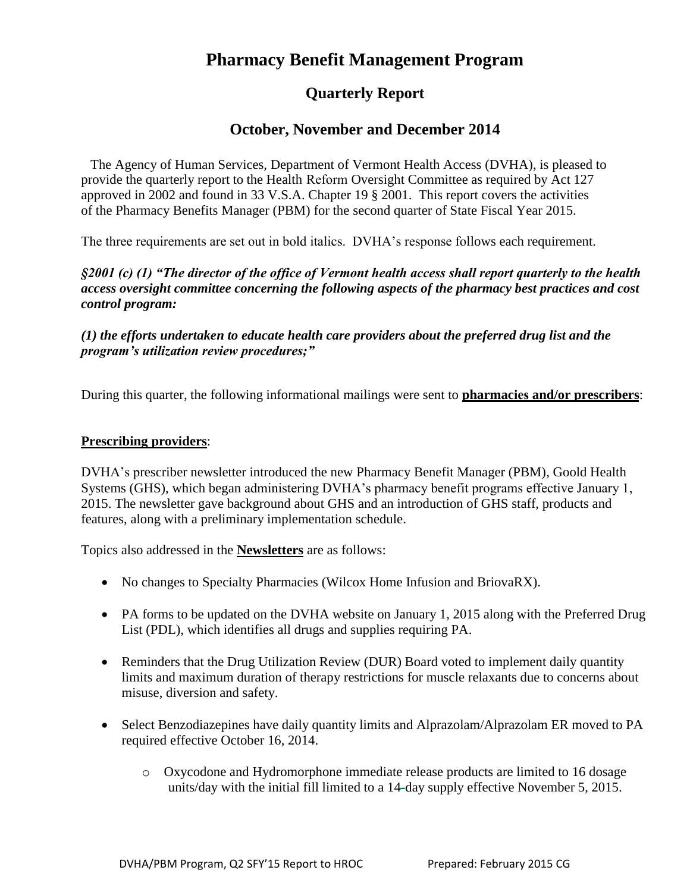# Pharmacy Benefit Management Program

## Quarterly Report

## October, November and December 2014

The Agency of Human Services, Department of Vermont Health Access (DVHA), is pleased to provide the quarterly report to the Health Reform Oversight Committee as required by Act 127 approved in 2002 and found in 33 V.S.A. Chapter 19 § 2001. This report covers the activities of the Pharmacy Benefits Manager (PBM) for the second quarter of State Fiscal Year 2015.

The three requirements are set out in bold italics. DVHA's response follows each requirement.

***§2001 (c) (1) "The director of the office of Vermont health access shall report quarterly to the health access oversight committee concerning the following aspects of the pharmacy best practices and cost control program:***

***(1) the efforts undertaken to educate health care providers about the preferred drug list and the program's utilization review procedures;"***

During this quarter, the following informational mailings were sent to **pharmacies and/or prescribers**:

**Prescribing providers**:

DVHA's prescriber newsletter introduced the new Pharmacy Benefit Manager (PBM), Goold Health Systems (GHS), which began administering DVHA's pharmacy benefit programs effective January 1, 2015. The newsletter gave background about GHS and an introduction of GHS staff, products and features, along with a preliminary implementation schedule.

Topics also addressed in the **Newsletters** are as follows:

- No changes to Specialty Pharmacies (Wilcox Home Infusion and BriovaRX).
- PA forms to be updated on the DVHA website on January 1, 2015 along with the Preferred Drug List (PDL), which identifies all drugs and supplies requiring PA.
- Reminders that the Drug Utilization Review (DUR) Board voted to implement daily quantity limits and maximum duration of therapy restrictions for muscle relaxants due to concerns about misuse, diversion and safety.
- Select Benzodiazepines have daily quantity limits and Alprazolam/Alprazolam ER moved to PA required effective October 16, 2014.
  - Oxycodone and Hydromorphone immediate release products are limited to 16 dosage units/day with the initial fill limited to a 14-day supply effective November 5, 2015.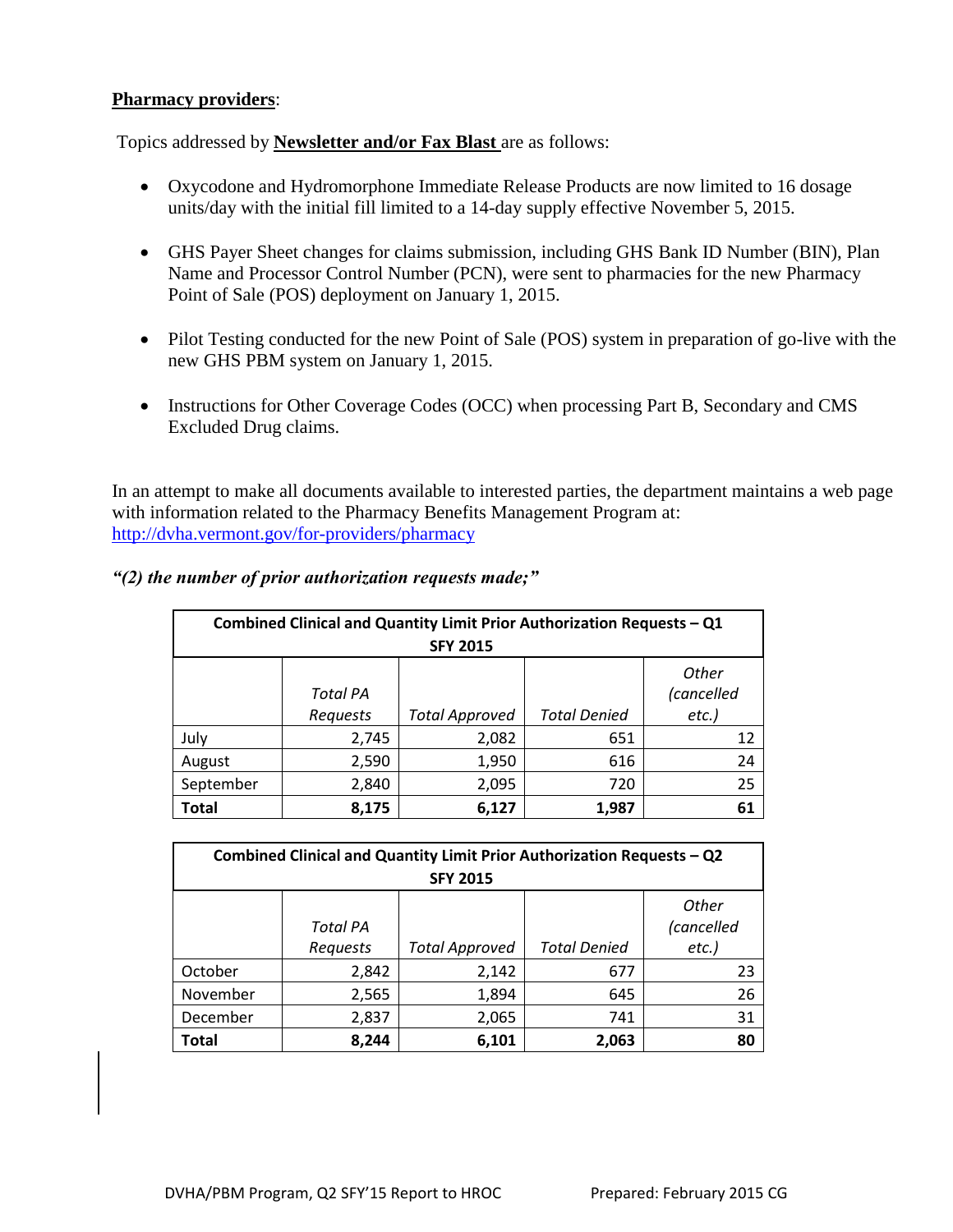**Pharmacy providers**:

Topics addressed by **Newsletter and/or Fax Blast** are as follows:

- Oxycodone and Hydromorphone Immediate Release Products are now limited to 16 dosage units/day with the initial fill limited to a 14-day supply effective November 5, 2015.
- GHS Payer Sheet changes for claims submission, including GHS Bank ID Number (BIN), Plan Name and Processor Control Number (PCN), were sent to pharmacies for the new Pharmacy Point of Sale (POS) deployment on January 1, 2015.
- Pilot Testing conducted for the new Point of Sale (POS) system in preparation of go-live with the new GHS PBM system on January 1, 2015.
- Instructions for Other Coverage Codes (OCC) when processing Part B, Secondary and CMS Excluded Drug claims.

In an attempt to make all documents available to interested parties, the department maintains a web page with information related to the Pharmacy Benefits Management Program at: http://dvha.vermont.gov/for-providers/pharmacy

***"(2) the number of prior authorization requests made;"***

| **Combined Clinical and Quantity Limit Prior Authorization Requests – Q1 SFY 2015** | | | | |
|---|---|---|---|---|
| | *Total PA Requests* | *Total Approved* | *Total Denied* | *Other (cancelled etc.)* |
| July | 2,745 | 2,082 | 651 | 12 |
| August | 2,590 | 1,950 | 616 | 24 |
| September | 2,840 | 2,095 | 720 | 25 |
| **Total** | **8,175** | **6,127** | **1,987** | **61** |

| **Combined Clinical and Quantity Limit Prior Authorization Requests – Q2 SFY 2015** | | | | |
|---|---|---|---|---|
| | *Total PA Requests* | *Total Approved* | *Total Denied* | *Other (cancelled etc.)* |
| October | 2,842 | 2,142 | 677 | 23 |
| November | 2,565 | 1,894 | 645 | 26 |
| December | 2,837 | 2,065 | 741 | 31 |
| **Total** | **8,244** | **6,101** | **2,063** | **80** |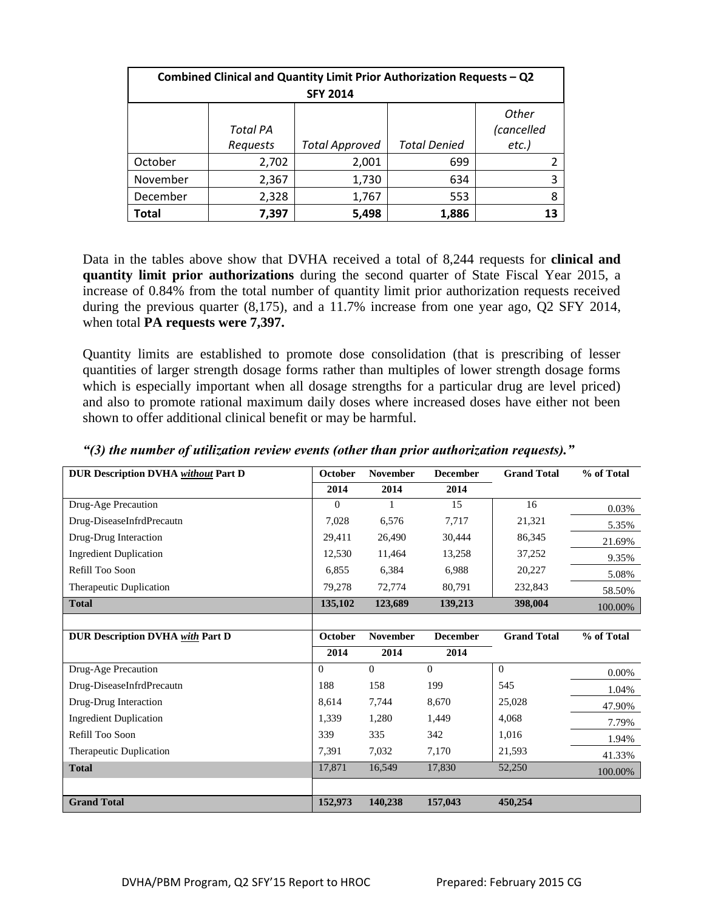| Combined Clinical and Quantity Limit Prior Authorization Requests – Q2 SFY 2014 | | | | |
|---|---|---|---|---|
| | *Total PA Requests* | *Total Approved* | *Total Denied* | *Other (cancelled etc.)* |
| October | 2,702 | 2,001 | 699 | 2 |
| November | 2,367 | 1,730 | 634 | 3 |
| December | 2,328 | 1,767 | 553 | 8 |
| **Total** | **7,397** | **5,498** | **1,886** | **13** |

Data in the tables above show that DVHA received a total of 8,244 requests for **clinical and quantity limit prior authorizations** during the second quarter of State Fiscal Year 2015, a increase of 0.84% from the total number of quantity limit prior authorization requests received during the previous quarter (8,175), and a 11.7% increase from one year ago, Q2 SFY 2014, when total **PA requests were 7,397.**

Quantity limits are established to promote dose consolidation (that is prescribing of lesser quantities of larger strength dosage forms rather than multiples of lower strength dosage forms which is especially important when all dosage strengths for a particular drug are level priced) and also to promote rational maximum daily doses where increased doses have either not been shown to offer additional clinical benefit or may be harmful.

***"(3) the number of utilization review events (other than prior authorization requests)."***

| **DUR Description DVHA *without* Part D** | **October 2014** | **November 2014** | **December 2014** | **Grand Total** | **% of Total** |
|---|---|---|---|---|---|
| Drug-Age Precaution | 0 | 1 | 15 | 16 | 0.03% |
| Drug-DiseaseInfrdPrecautn | 7,028 | 6,576 | 7,717 | 21,321 | 5.35% |
| Drug-Drug Interaction | 29,411 | 26,490 | 30,444 | 86,345 | 21.69% |
| Ingredient Duplication | 12,530 | 11,464 | 13,258 | 37,252 | 9.35% |
| Refill Too Soon | 6,855 | 6,384 | 6,988 | 20,227 | 5.08% |
| Therapeutic Duplication | 79,278 | 72,774 | 80,791 | 232,843 | 58.50% |
| **Total** | **135,102** | **123,689** | **139,213** | **398,004** | 100.00% |
| | | | | | |
| **DUR Description DVHA *with* Part D** | **October 2014** | **November 2014** | **December 2014** | **Grand Total** | **% of Total** |
| Drug-Age Precaution | 0 | 0 | 0 | 0 | 0.00% |
| Drug-DiseaseInfrdPrecautn | 188 | 158 | 199 | 545 | 1.04% |
| Drug-Drug Interaction | 8,614 | 7,744 | 8,670 | 25,028 | 47.90% |
| Ingredient Duplication | 1,339 | 1,280 | 1,449 | 4,068 | 7.79% |
| Refill Too Soon | 339 | 335 | 342 | 1,016 | 1.94% |
| Therapeutic Duplication | 7,391 | 7,032 | 7,170 | 21,593 | 41.33% |
| **Total** | 17,871 | 16,549 | 17,830 | 52,250 | 100.00% |
| | | | | | |
| **Grand Total** | **152,973** | **140,238** | **157,043** | **450,254** | |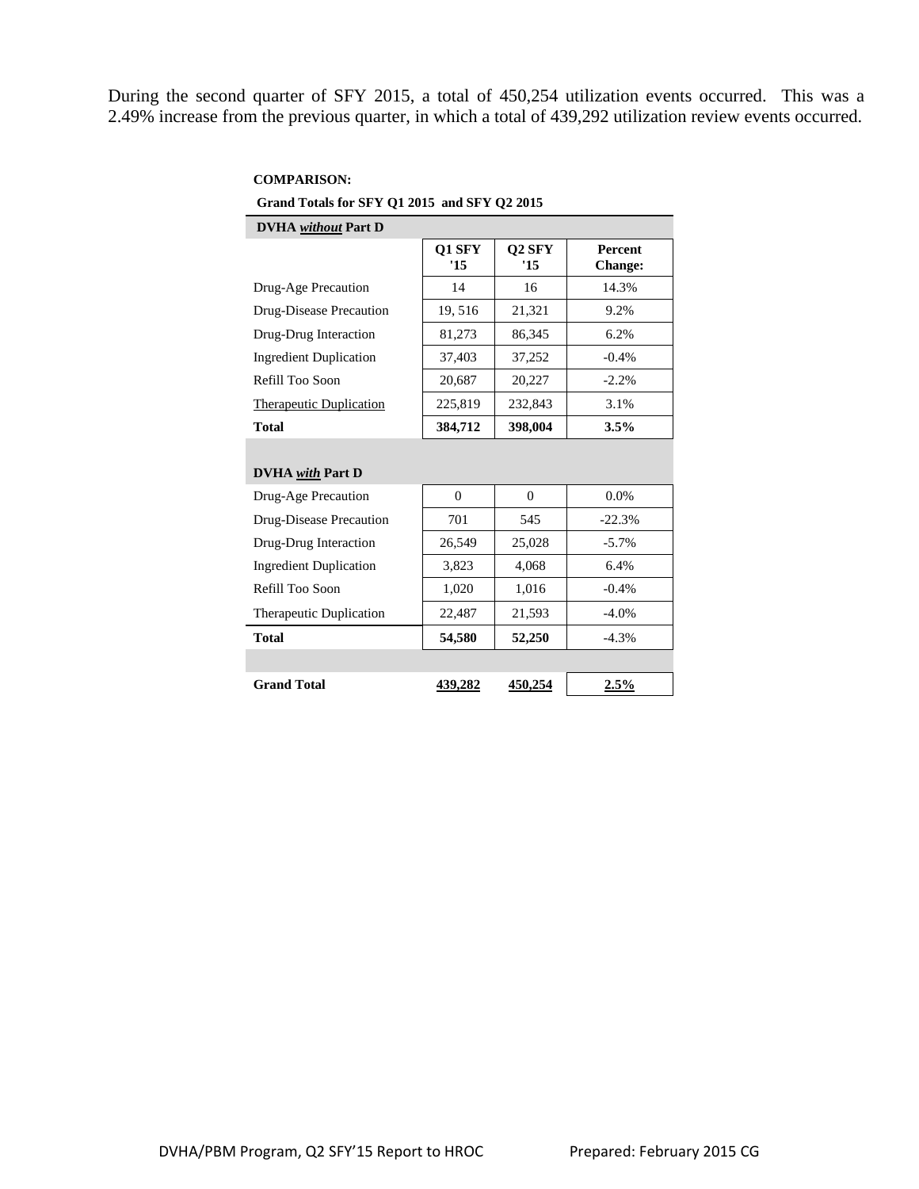During the second quarter of SFY 2015, a total of 450,254 utilization events occurred. This was a 2.49% increase from the previous quarter, in which a total of 439,292 utilization review events occurred.

**COMPARISON:**

**Grand Totals for SFY Q1 2015 and SFY Q2 2015**

| **DVHA *without* Part D** | **Q1 SFY '15** | **Q2 SFY '15** | **Percent Change:** |
|---|---|---|---|
| Drug-Age Precaution | 14 | 16 | 14.3% |
| Drug-Disease Precaution | 19, 516 | 21,321 | 9.2% |
| Drug-Drug Interaction | 81,273 | 86,345 | 6.2% |
| Ingredient Duplication | 37,403 | 37,252 | -0.4% |
| Refill Too Soon | 20,687 | 20,227 | -2.2% |
| Therapeutic Duplication | 225,819 | 232,843 | 3.1% |
| **Total** | **384,712** | **398,004** | **3.5%** |
| | | | |
| **DVHA *with* Part D** | | | |
| Drug-Age Precaution | 0 | 0 | 0.0% |
| Drug-Disease Precaution | 701 | 545 | -22.3% |
| Drug-Drug Interaction | 26,549 | 25,028 | -5.7% |
| Ingredient Duplication | 3,823 | 4,068 | 6.4% |
| Refill Too Soon | 1,020 | 1,016 | -0.4% |
| Therapeutic Duplication | 22,487 | 21,593 | -4.0% |
| **Total** | **54,580** | **52,250** | -4.3% |
| | | | |
| **Grand Total** | **439,282** | **450,254** | **2.5%** |